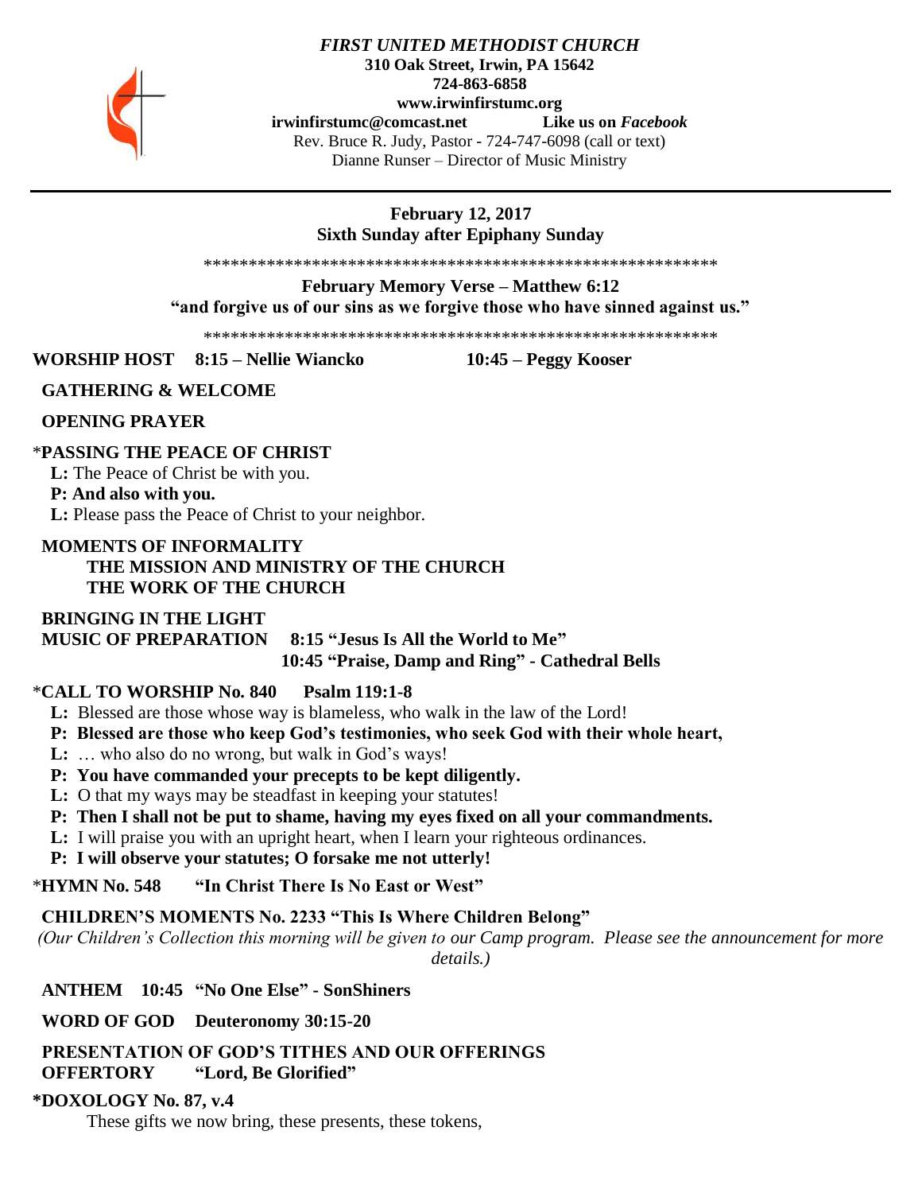***FIRST UNITED METHODIST CHURCH***
**310 Oak Street, Irwin, PA 15642**
**724-863-6858**
**www.irwinfirstumc.org**
**irwinfirstumc@comcast.net** **Like us on *Facebook***
Rev. Bruce R. Judy, Pastor - 724-747-6098 (call or text)
Dianne Runser – Director of Music Ministry

---

**February 12, 2017**
**Sixth Sunday after Epiphany Sunday**

\*\*\*\*\*\*\*\*\*\*\*\*\*\*\*\*\*\*\*\*\*\*\*\*\*\*\*\*\*\*\*\*\*\*\*\*\*\*\*\*\*\*\*\*\*\*\*\*\*\*\*\*\*\*\*\*\*\*\*

**February Memory Verse – Matthew 6:12**
**"and forgive us of our sins as we forgive those who have sinned against us."**

\*\*\*\*\*\*\*\*\*\*\*\*\*\*\*\*\*\*\*\*\*\*\*\*\*\*\*\*\*\*\*\*\*\*\*\*\*\*\*\*\*\*\*\*\*\*\*\*\*\*\*\*\*\*\*\*\*\*\*

**WORSHIP HOST 8:15 – Nellie Wiancko 10:45 – Peggy Kooser**

**GATHERING & WELCOME**

**OPENING PRAYER**

\***PASSING THE PEACE OF CHRIST**

**L:** The Peace of Christ be with you.
**P: And also with you.**
**L:** Please pass the Peace of Christ to your neighbor.

**MOMENTS OF INFORMALITY**
**THE MISSION AND MINISTRY OF THE CHURCH**
**THE WORK OF THE CHURCH**

**BRINGING IN THE LIGHT**
**MUSIC OF PREPARATION 8:15 "Jesus Is All the World to Me"**
**10:45 "Praise, Damp and Ring" - Cathedral Bells**

\***CALL TO WORSHIP No. 840 Psalm 119:1-8**

**L:** Blessed are those whose way is blameless, who walk in the law of the Lord!
**P: Blessed are those who keep God's testimonies, who seek God with their whole heart,**
**L:** … who also do no wrong, but walk in God's ways!
**P: You have commanded your precepts to be kept diligently.**
**L:** O that my ways may be steadfast in keeping your statutes!
**P: Then I shall not be put to shame, having my eyes fixed on all your commandments.**
**L:** I will praise you with an upright heart, when I learn your righteous ordinances.
**P: I will observe your statutes; O forsake me not utterly!**

\***HYMN No. 548 "In Christ There Is No East or West"**

**CHILDREN'S MOMENTS No. 2233 "This Is Where Children Belong"**
*(Our Children's Collection this morning will be given to our Camp program. Please see the announcement for more details.)*

**ANTHEM 10:45 "No One Else" - SonShiners**

**WORD OF GOD Deuteronomy 30:15-20**

**PRESENTATION OF GOD'S TITHES AND OUR OFFERINGS**
**OFFERTORY "Lord, Be Glorified"**

**\*DOXOLOGY No. 87, v.4**
These gifts we now bring, these presents, these tokens,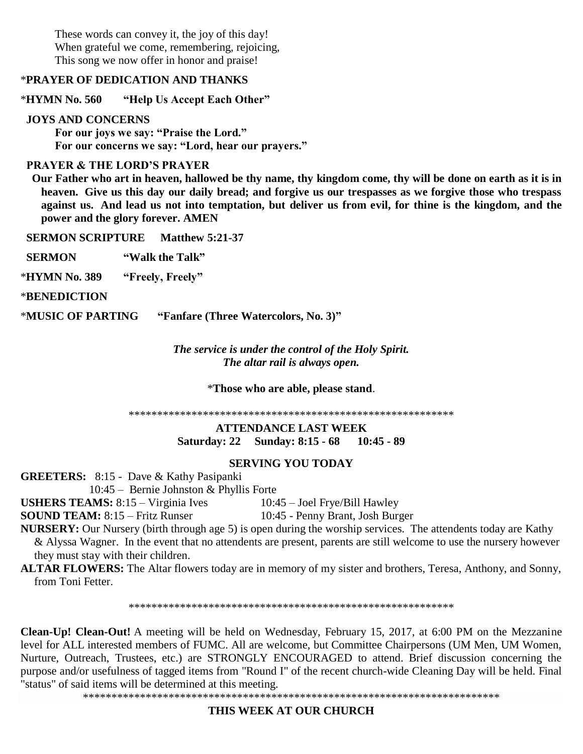These words can convey it, the joy of this day!
When grateful we come, remembering, rejoicing,
This song we now offer in honor and praise!

*PRAYER OF DEDICATION AND THANKS**

***HYMN No. 560 "Help Us Accept Each Other"**

**JOYS AND CONCERNS**

**For our joys we say: "Praise the Lord."**
**For our concerns we say: "Lord, hear our prayers."**

**PRAYER & THE LORD'S PRAYER**

**Our Father who art in heaven, hallowed be thy name, thy kingdom come, thy will be done on earth as it is in heaven. Give us this day our daily bread; and forgive us our trespasses as we forgive those who trespass against us. And lead us not into temptation, but deliver us from evil, for thine is the kingdom, and the power and the glory forever. AMEN**

**SERMON SCRIPTURE Matthew 5:21-37**

**SERMON "Walk the Talk"**

***HYMN No. 389 "Freely, Freely"**

***BENEDICTION**

***MUSIC OF PARTING "Fanfare (Three Watercolors, No. 3)"**

***The service is under the control of the Holy Spirit.***
***The altar rail is always open.***

***Those who are able, please stand**.

\*\*\*\*\*\*\*\*\*\*\*\*\*\*\*\*\*\*\*\*\*\*\*\*\*\*\*\*\*\*\*\*\*\*\*\*\*\*\*\*\*\*\*\*\*\*\*\*\*\*\*\*\*\*\*\*\*\*

**ATTENDANCE LAST WEEK**
**Saturday: 22 Sunday: 8:15 - 68 10:45 - 89**

**SERVING YOU TODAY**

**GREETERS:** 8:15 - Dave & Kathy Pasipanki
10:45 – Bernie Johnston & Phyllis Forte

**USHERS TEAMS:** 8:15 – Virginia Ives 10:45 – Joel Frye/Bill Hawley

**SOUND TEAM:** 8:15 – Fritz Runser 10:45 - Penny Brant, Josh Burger

**NURSERY:** Our Nursery (birth through age 5) is open during the worship services. The attendents today are Kathy & Alyssa Wagner. In the event that no attendents are present, parents are still welcome to use the nursery however they must stay with their children.

**ALTAR FLOWERS:** The Altar flowers today are in memory of my sister and brothers, Teresa, Anthony, and Sonny, from Toni Fetter.

\*\*\*\*\*\*\*\*\*\*\*\*\*\*\*\*\*\*\*\*\*\*\*\*\*\*\*\*\*\*\*\*\*\*\*\*\*\*\*\*\*\*\*\*\*\*\*\*\*\*\*\*\*\*\*\*\*\*

**Clean-Up! Clean-Out!** A meeting will be held on Wednesday, February 15, 2017, at 6:00 PM on the Mezzanine level for ALL interested members of FUMC. All are welcome, but Committee Chairpersons (UM Men, UM Women, Nurture, Outreach, Trustees, etc.) are STRONGLY ENCOURAGED to attend. Brief discussion concerning the purpose and/or usefulness of tagged items from "Round I" of the recent church-wide Cleaning Day will be held. Final "status" of said items will be determined at this meeting.

\*\*\*\*\*\*\*\*\*\*\*\*\*\*\*\*\*\*\*\*\*\*\*\*\*\*\*\*\*\*\*\*\*\*\*\*\*\*\*\*\*\*\*\*\*\*\*\*\*\*\*\*\*\*\*\*\*\*\*\*\*\*\*\*\*\*\*\*\*\*\*\*\*\*\*\*

**THIS WEEK AT OUR CHURCH**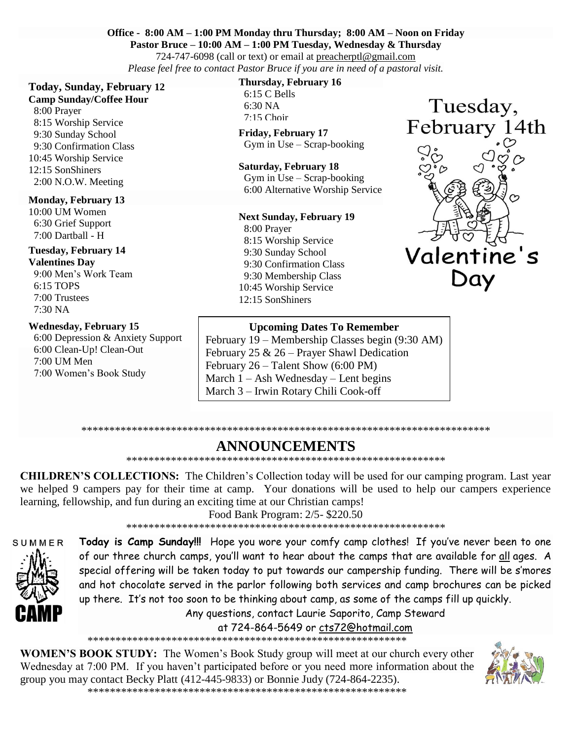**Office - 8:00 AM – 1:00 PM Monday thru Thursday; 8:00 AM – Noon on Friday**
**Pastor Bruce – 10:00 AM – 1:00 PM Tuesday, Wednesday & Thursday**
724-747-6098 (call or text) or email at preacherptl@gmail.com
*Please feel free to contact Pastor Bruce if you are in need of a pastoral visit.*

**Today, Sunday, February 12**
**Camp Sunday/Coffee Hour**
8:00 Prayer
8:15 Worship Service
9:30 Sunday School
9:30 Confirmation Class
10:45 Worship Service
12:15 SonShiners
2:00 N.O.W. Meeting

**Monday, February 13**
10:00 UM Women
6:30 Grief Support
7:00 Dartball - H

**Tuesday, February 14**
**Valentines Day**
9:00 Men's Work Team
6:15 TOPS
7:00 Trustees
7:30 NA

**Wednesday, February 15**
6:00 Depression & Anxiety Support
6:00 Clean-Up! Clean-Out
7:00 UM Men
7:00 Women's Book Study

**Thursday, February 16**
6:15 C Bells
6:30 NA
7:15 Choir

**Friday, February 17**
Gym in Use – Scrap-booking

**Saturday, February 18**
Gym in Use – Scrap-booking
6:00 Alternative Worship Service

**Next Sunday, February 19**
8:00 Prayer
8:15 Worship Service
9:30 Sunday School
9:30 Confirmation Class
9:30 Membership Class
10:45 Worship Service
12:15 SonShiners

Tuesday, February 14th

Valentine's Day

**Upcoming Dates To Remember**
February 19 – Membership Classes begin (9:30 AM)
February 25 & 26 – Prayer Shawl Dedication
February 26 – Talent Show (6:00 PM)
March 1 – Ash Wednesday – Lent begins
March 3 – Irwin Rotary Chili Cook-off

## ANNOUNCEMENTS

**CHILDREN'S COLLECTIONS:** The Children's Collection today will be used for our camping program. Last year we helped 9 campers pay for their time at camp. Your donations will be used to help our campers experience learning, fellowship, and fun during an exciting time at our Christian camps!

Food Bank Program: 2/5- $220.50

SUMMER CAMP

**Today is Camp Sunday!!!** Hope you wore your comfy camp clothes! If you've never been to one of our three church camps, you'll want to hear about the camps that are available for all ages. A special offering will be taken today to put towards our campership funding. There will be s'mores and hot chocolate served in the parlor following both services and camp brochures can be picked up there. It's not too soon to be thinking about camp, as some of the camps fill up quickly.

Any questions, contact Laurie Saporito, Camp Steward at 724-864-5649 or cts72@hotmail.com

**WOMEN'S BOOK STUDY:** The Women's Book Study group will meet at our church every other Wednesday at 7:00 PM. If you haven't participated before or you need more information about the group you may contact Becky Platt (412-445-9833) or Bonnie Judy (724-864-2235).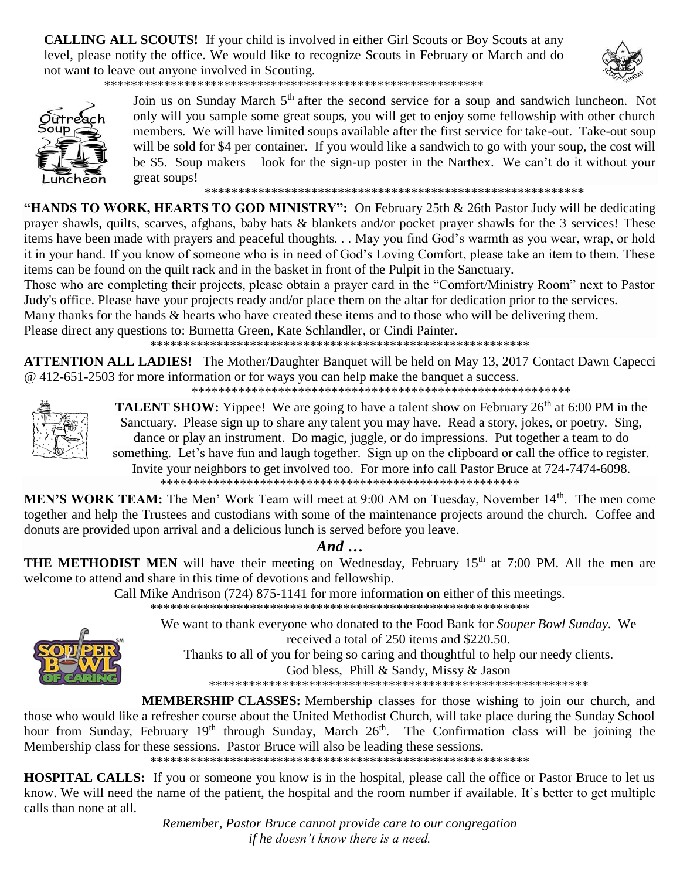**CALLING ALL SCOUTS!** If your child is involved in either Girl Scouts or Boy Scouts at any level, please notify the office. We would like to recognize Scouts in February or March and do not want to leave out anyone involved in Scouting.

************************************************************

Join us on Sunday March 5th after the second service for a soup and sandwich luncheon. Not only will you sample some great soups, you will get to enjoy some fellowship with other church members. We will have limited soups available after the first service for take-out. Take-out soup will be sold for $4 per container. If you would like a sandwich to go with your soup, the cost will be $5. Soup makers – look for the sign-up poster in the Narthex. We can't do it without your great soups!

************************************************************

**"HANDS TO WORK, HEARTS TO GOD MINISTRY":** On February 25th & 26th Pastor Judy will be dedicating prayer shawls, quilts, scarves, afghans, baby hats & blankets and/or pocket prayer shawls for the 3 services! These items have been made with prayers and peaceful thoughts. . . May you find God's warmth as you wear, wrap, or hold it in your hand. If you know of someone who is in need of God's Loving Comfort, please take an item to them. These items can be found on the quilt rack and in the basket in front of the Pulpit in the Sanctuary.

Those who are completing their projects, please obtain a prayer card in the "Comfort/Ministry Room" next to Pastor Judy's office. Please have your projects ready and/or place them on the altar for dedication prior to the services.

Many thanks for the hands & hearts who have created these items and to those who will be delivering them.

Please direct any questions to: Burnetta Green, Kate Schlandler, or Cindi Painter.

************************************************************

**ATTENTION ALL LADIES!** The Mother/Daughter Banquet will be held on May 13, 2017 Contact Dawn Capecci @ 412-651-2503 for more information or for ways you can help make the banquet a success.

************************************************************

**TALENT SHOW:** Yippee! We are going to have a talent show on February 26th at 6:00 PM in the Sanctuary. Please sign up to share any talent you may have. Read a story, jokes, or poetry. Sing, dance or play an instrument. Do magic, juggle, or do impressions. Put together a team to do something. Let's have fun and laugh together. Sign up on the clipboard or call the office to register. Invite your neighbors to get involved too. For more info call Pastor Bruce at 724-7474-6098.

*********************************************************

**MEN'S WORK TEAM:** The Men' Work Team will meet at 9:00 AM on Tuesday, November 14th. The men come together and help the Trustees and custodians with some of the maintenance projects around the church. Coffee and donuts are provided upon arrival and a delicious lunch is served before you leave.

***And …***

**THE METHODIST MEN** will have their meeting on Wednesday, February 15th at 7:00 PM. All the men are welcome to attend and share in this time of devotions and fellowship.

Call Mike Andrison (724) 875-1141 for more information on either of this meetings.

************************************************************

We want to thank everyone who donated to the Food Bank for *Souper Bowl Sunday*. We received a total of 250 items and $220.50.

Thanks to all of you for being so caring and thoughtful to help our needy clients.

God bless, Phill & Sandy, Missy & Jason

************************************************************

**MEMBERSHIP CLASSES:** Membership classes for those wishing to join our church, and those who would like a refresher course about the United Methodist Church, will take place during the Sunday School hour from Sunday, February 19th through Sunday, March 26th. The Confirmation class will be joining the Membership class for these sessions. Pastor Bruce will also be leading these sessions.

************************************************************

**HOSPITAL CALLS:** If you or someone you know is in the hospital, please call the office or Pastor Bruce to let us know. We will need the name of the patient, the hospital and the room number if available. It's better to get multiple calls than none at all.

*Remember, Pastor Bruce cannot provide care to our congregation if he doesn't know there is a need.*